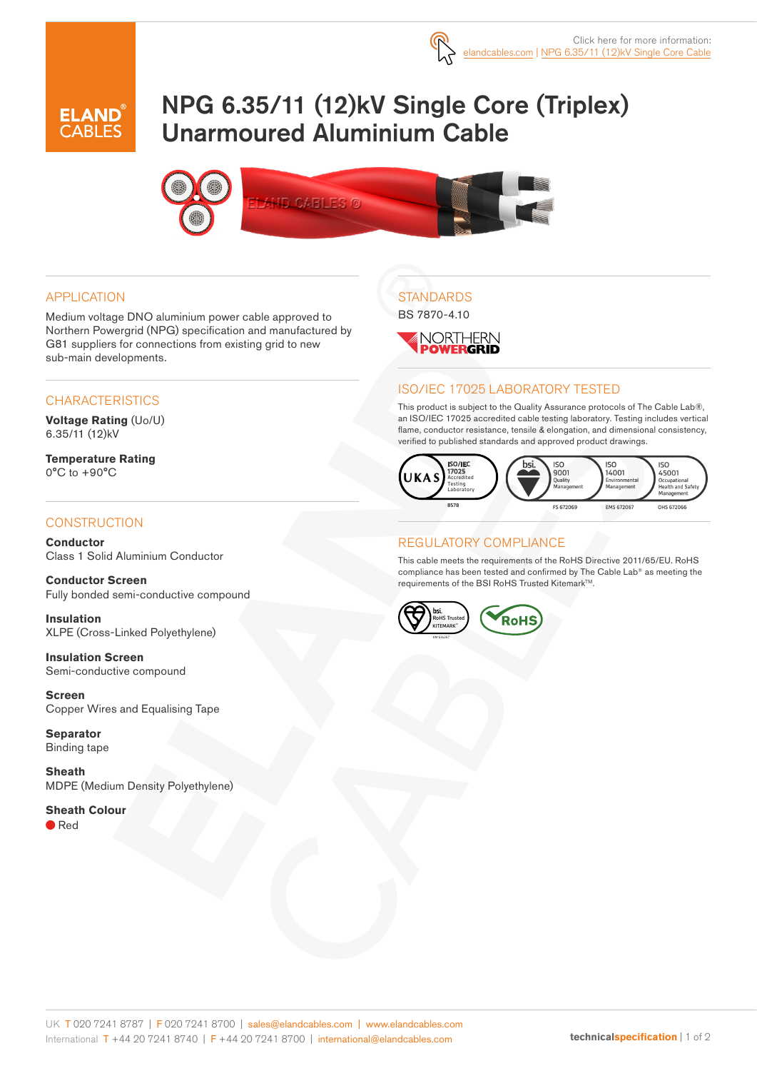Click here for more information:
elandcables.com | NPG 6.35/11 (12)kV Single Core Cable

# NPG 6.35/11 (12)kV Single Core (Triplex) Unarmoured Aluminium Cable

## APPLICATION

Medium voltage DNO aluminium power cable approved to Northern Powergrid (NPG) specification and manufactured by G81 suppliers for connections from existing grid to new sub-main developments.

## CHARACTERISTICS

**Voltage Rating** (Uo/U)
6.35/11 (12)kV

**Temperature Rating**
0°C to +90°C

## CONSTRUCTION

**Conductor**
Class 1 Solid Aluminium Conductor

**Conductor Screen**
Fully bonded semi-conductive compound

**Insulation**
XLPE (Cross-Linked Polyethylene)

**Insulation Screen**
Semi-conductive compound

**Screen**
Copper Wires and Equalising Tape

**Separator**
Binding tape

**Sheath**
MDPE (Medium Density Polyethylene)

**Sheath Colour**
Red

## STANDARDS

BS 7870-4.10

NORTHERN POWERGRID

## ISO/IEC 17025 LABORATORY TESTED

This product is subject to the Quality Assurance protocols of The Cable Lab®, an ISO/IEC 17025 accredited cable testing laboratory. Testing includes vertical flame, conductor resistance, tensile & elongation, and dimensional consistency, verified to published standards and approved product drawings.

UKAS ISO/IEC 17025 Accredited Testing Laboratory 8578 | bsi. ISO 9001 Quality Management FS 672069 | ISO 14001 Environmental Management EMS 672067 | ISO 45001 Occupational Health and Safety Management OHS 672066

## REGULATORY COMPLIANCE

This cable meets the requirements of the RoHS Directive 2011/65/EU. RoHS compliance has been tested and confirmed by The Cable Lab® as meeting the requirements of the BSI RoHS Trusted Kitemark™.

bsi. RoHS Trusted KITEMARK™ | RoHS

UK T 020 7241 8787 | F 020 7241 8700 | sales@elandcables.com | www.elandcables.com
International T +44 20 7241 8740 | F +44 20 7241 8700 | international@elandcables.com

technicalspecification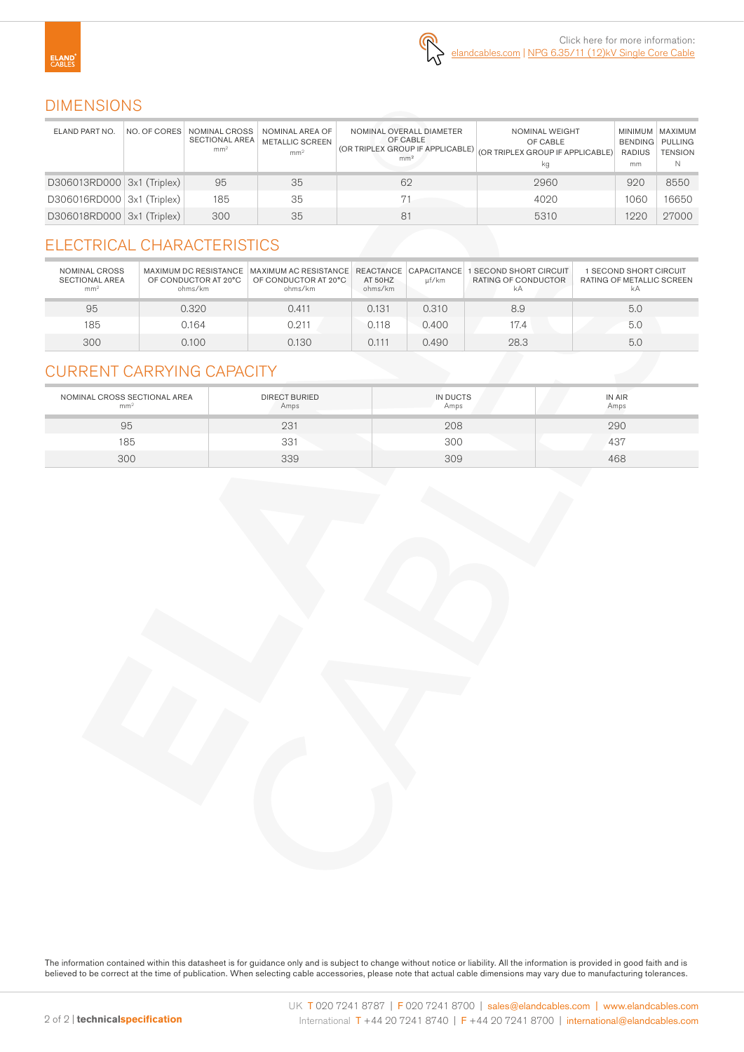Click here for more information: elandcables.com | NPG 6.35/11 (12)kV Single Core Cable

## DIMENSIONS

| ELAND PART NO. | NO. OF CORES | NOMINAL CROSS SECTIONAL AREA mm² | NOMINAL AREA OF METALLIC SCREEN mm² | NOMINAL OVERALL DIAMETER OF CABLE (OR TRIPLEX GROUP IF APPLICABLE) mm² | NOMINAL WEIGHT OF CABLE (OR TRIPLEX GROUP IF APPLICABLE) kg | MINIMUM BENDING RADIUS mm | MAXIMUM PULLING TENSION N |
|---|---|---|---|---|---|---|---|
| D306013RD000 | 3x1 (Triplex) | 95 | 35 | 62 | 2960 | 920 | 8550 |
| D306016RD000 | 3x1 (Triplex) | 185 | 35 | 71 | 4020 | 1060 | 16650 |
| D306018RD000 | 3x1 (Triplex) | 300 | 35 | 81 | 5310 | 1220 | 27000 |

## ELECTRICAL CHARACTERISTICS

| NOMINAL CROSS SECTIONAL AREA mm² | MAXIMUM DC RESISTANCE OF CONDUCTOR AT 20°C ohms/km | MAXIMUM AC RESISTANCE OF CONDUCTOR AT 20°C ohms/km | REACTANCE AT 50HZ ohms/km | CAPACITANCE μf/km | 1 SECOND SHORT CIRCUIT RATING OF CONDUCTOR kA | 1 SECOND SHORT CIRCUIT RATING OF METALLIC SCREEN kA |
|---|---|---|---|---|---|---|
| 95 | 0.320 | 0.411 | 0.131 | 0.310 | 8.9 | 5.0 |
| 185 | 0.164 | 0.211 | 0.118 | 0.400 | 17.4 | 5.0 |
| 300 | 0.100 | 0.130 | 0.111 | 0.490 | 28.3 | 5.0 |

## CURRENT CARRYING CAPACITY

| NOMINAL CROSS SECTIONAL AREA mm² | DIRECT BURIED Amps | IN DUCTS Amps | IN AIR Amps |
|---|---|---|---|
| 95 | 231 | 208 | 290 |
| 185 | 331 | 300 | 437 |
| 300 | 339 | 309 | 468 |

The information contained within this datasheet is for guidance only and is subject to change without notice or liability. All the information is provided in good faith and is believed to be correct at the time of publication. When selecting cable accessories, please note that actual cable dimensions may vary due to manufacturing tolerances.

UK T 020 7241 8787 | F 020 7241 8700 | sales@elandcables.com | www.elandcables.com
International T +44 20 7241 8740 | F +44 20 7241 8700 | international@elandcables.com